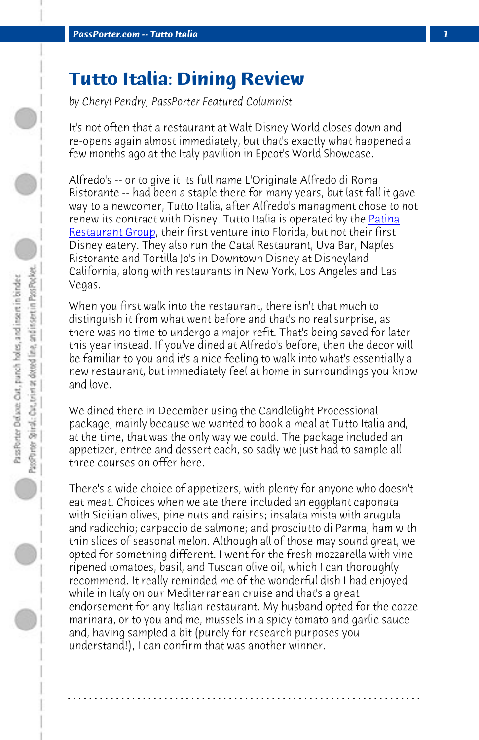# Tutto Italia: Dining Review

*by Cheryl Pendry, PassPorter Featured Columnist*

It's not often that a restaurant at Walt Disney World closes down and re-opens again almost immediately, but that's exactly what happened a few months ago at the Italy pavilion in Epcot's World Showcase.

Alfredo's -- or to give it its full name L'Originale Alfredo di Roma Ristorante -- had been a staple there for many years, but last fall it gave way to a newcomer, Tutto Italia, after Alfredo's managment chose to not renew its contract with Disney. Tutto Italia is operated by the Patina Restaurant Group, their first venture into Florida, but not their first Disney eatery. They also run the Catal Restaurant, Uva Bar, Naples Ristorante and Tortilla Jo's in Downtown Disney at Disneyland California, along with restaurants in New York, Los Angeles and Las Vegas.

When you first walk into the restaurant, there isn't that much to distinguish it from what went before and that's no real surprise, as there was no time to undergo a major refit. That's being saved for later this year instead. If you've dined at Alfredo's before, then the decor will be familiar to you and it's a nice feeling to walk into what's essentially a new restaurant, but immediately feel at home in surroundings you know and love.

We dined there in December using the Candlelight Processional package, mainly because we wanted to book a meal at Tutto Italia and, at the time, that was the only way we could. The package included an appetizer, entree and dessert each, so sadly we just had to sample all three courses on offer here.

There's a wide choice of appetizers, with plenty for anyone who doesn't eat meat. Choices when we ate there included an eggplant caponata with Sicilian olives, pine nuts and raisins; insalata mista with arugula and radicchio; carpaccio de salmone; and prosciutto di Parma, ham with thin slices of seasonal melon. Although all of those may sound great, we opted for something different. I went for the fresh mozzarella with vine ripened tomatoes, basil, and Tuscan olive oil, which I can thoroughly recommend. It really reminded me of the wonderful dish I had enjoyed while in Italy on our Mediterranean cruise and that's a great endorsement for any Italian restaurant. My husband opted for the cozze marinara, or to you and me, mussels in a spicy tomato and garlic sauce and, having sampled a bit (purely for research purposes you understand!), I can confirm that was another winner.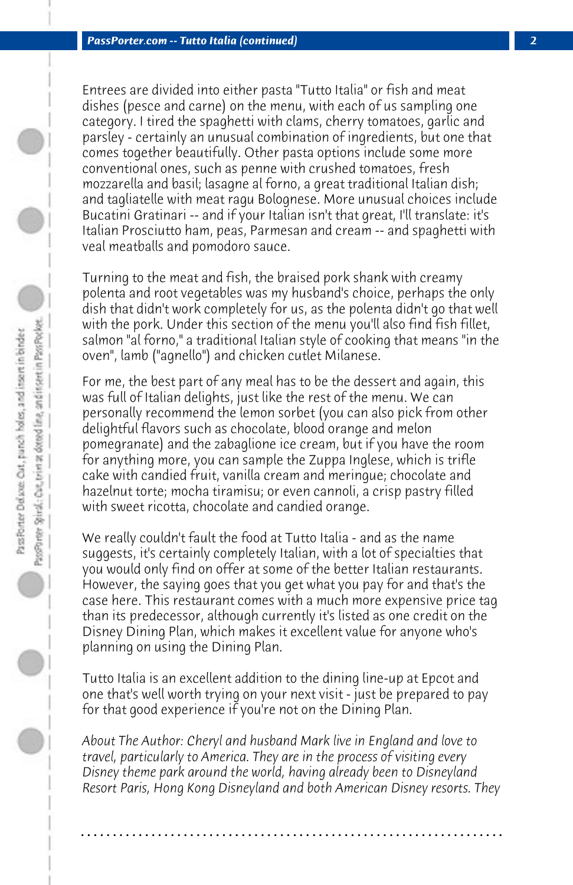Entrees are divided into either pasta "Tutto Italia" or fish and meat dishes (pesce and carne) on the menu, with each of us sampling one category. I tired the spaghetti with clams, cherry tomatoes, garlic and parsley - certainly an unusual combination of ingredients, but one that comes together beautifully. Other pasta options include some more conventional ones, such as penne with crushed tomatoes, fresh mozzarella and basil; lasagne al forno, a great traditional Italian dish; and tagliatelle with meat ragu Bolognese. More unusual choices include Bucatini Gratinari -- and if your Italian isn't that great, I'll translate: it's Italian Prosciutto ham, peas, Parmesan and cream -- and spaghetti with veal meatballs and pomodoro sauce.

Turning to the meat and fish, the braised pork shank with creamy polenta and root vegetables was my husband's choice, perhaps the only dish that didn't work completely for us, as the polenta didn't go that well with the pork. Under this section of the menu you'll also find fish fillet, salmon "al forno," a traditional Italian style of cooking that means "in the oven", lamb ("agnello") and chicken cutlet Milanese.

For me, the best part of any meal has to be the dessert and again, this was full of Italian delights, just like the rest of the menu. We can personally recommend the lemon sorbet (you can also pick from other delightful flavors such as chocolate, blood orange and melon pomegranate) and the zabaglione ice cream, but if you have the room for anything more, you can sample the Zuppa Inglese, which is trifle cake with candied fruit, vanilla cream and meringue; chocolate and hazelnut torte; mocha tiramisu; or even cannoli, a crisp pastry filled with sweet ricotta, chocolate and candied orange.

We really couldn't fault the food at Tutto Italia - and as the name suggests, it's certainly completely Italian, with a lot of specialties that you would only find on offer at some of the better Italian restaurants. However, the saying goes that you get what you pay for and that's the case here. This restaurant comes with a much more expensive price tag than its predecessor, although currently it's listed as one credit on the Disney Dining Plan, which makes it excellent value for anyone who's planning on using the Dining Plan.

Tutto Italia is an excellent addition to the dining line-up at Epcot and one that's well worth trying on your next visit - just be prepared to pay for that good experience if you're not on the Dining Plan.

*About The Author: Cheryl and husband Mark live in England and love to travel, particularly to America. They are in the process of visiting every Disney theme park around the world, having already been to Disneyland Resort Paris, Hong Kong Disneyland and both American Disney resorts. They*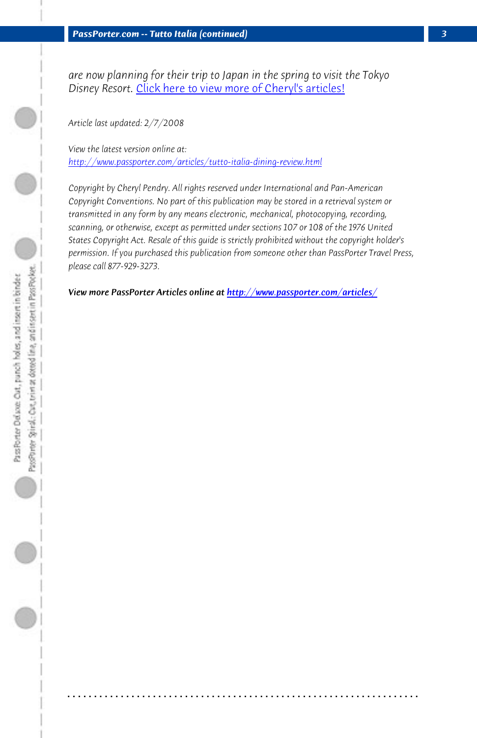*are now planning for their trip to Japan in the spring to visit the Tokyo Disney Resort.* Click here to view more of Cheryl's articles!

*Article last updated: 2/7/2008*

*View the latest version online at:*
*http://www.passporter.com/articles/tutto-italia-dining-review.html*

*Copyright by Cheryl Pendry. All rights reserved under International and Pan-American Copyright Conventions. No part of this publication may be stored in a retrieval system or transmitted in any form by any means electronic, mechanical, photocopying, recording, scanning, or otherwise, except as permitted under sections 107 or 108 of the 1976 United States Copyright Act. Resale of this guide is strictly prohibited without the copyright holder's permission. If you purchased this publication from someone other than PassPorter Travel Press, please call 877-929-3273.*

***View more PassPorter Articles online at http://www.passporter.com/articles/***